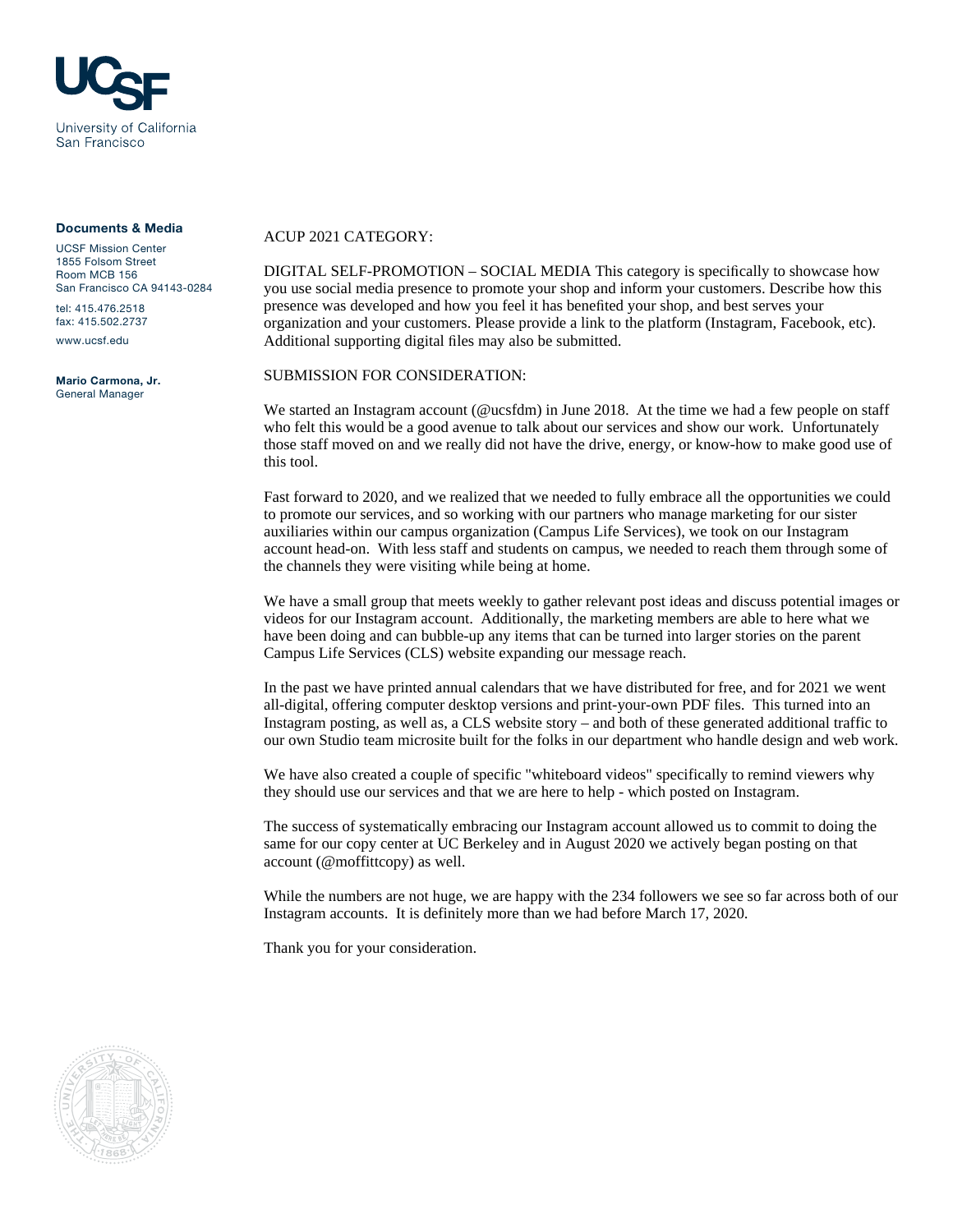**UCSF**
University of California
San Francisco

**Documents & Media**

UCSF Mission Center
1855 Folsom Street
Room MCB 156
San Francisco CA 94143-0284

tel: 415.476.2518
fax: 415.502.2737

www.ucsf.edu

**Mario Carmona, Jr.**
General Manager

ACUP 2021 CATEGORY:

DIGITAL SELF-PROMOTION – SOCIAL MEDIA This category is specifically to showcase how you use social media presence to promote your shop and inform your customers. Describe how this presence was developed and how you feel it has benefited your shop, and best serves your organization and your customers. Please provide a link to the platform (Instagram, Facebook, etc). Additional supporting digital files may also be submitted.

SUBMISSION FOR CONSIDERATION:

We started an Instagram account (@ucsfdm) in June 2018. At the time we had a few people on staff who felt this would be a good avenue to talk about our services and show our work. Unfortunately those staff moved on and we really did not have the drive, energy, or know-how to make good use of this tool.

Fast forward to 2020, and we realized that we needed to fully embrace all the opportunities we could to promote our services, and so working with our partners who manage marketing for our sister auxiliaries within our campus organization (Campus Life Services), we took on our Instagram account head-on. With less staff and students on campus, we needed to reach them through some of the channels they were visiting while being at home.

We have a small group that meets weekly to gather relevant post ideas and discuss potential images or videos for our Instagram account. Additionally, the marketing members are able to here what we have been doing and can bubble-up any items that can be turned into larger stories on the parent Campus Life Services (CLS) website expanding our message reach.

In the past we have printed annual calendars that we have distributed for free, and for 2021 we went all-digital, offering computer desktop versions and print-your-own PDF files. This turned into an Instagram posting, as well as, a CLS website story – and both of these generated additional traffic to our own Studio team microsite built for the folks in our department who handle design and web work.

We have also created a couple of specific "whiteboard videos" specifically to remind viewers why they should use our services and that we are here to help - which posted on Instagram.

The success of systematically embracing our Instagram account allowed us to commit to doing the same for our copy center at UC Berkeley and in August 2020 we actively began posting on that account (@moffittcopy) as well.

While the numbers are not huge, we are happy with the 234 followers we see so far across both of our Instagram accounts. It is definitely more than we had before March 17, 2020.

Thank you for your consideration.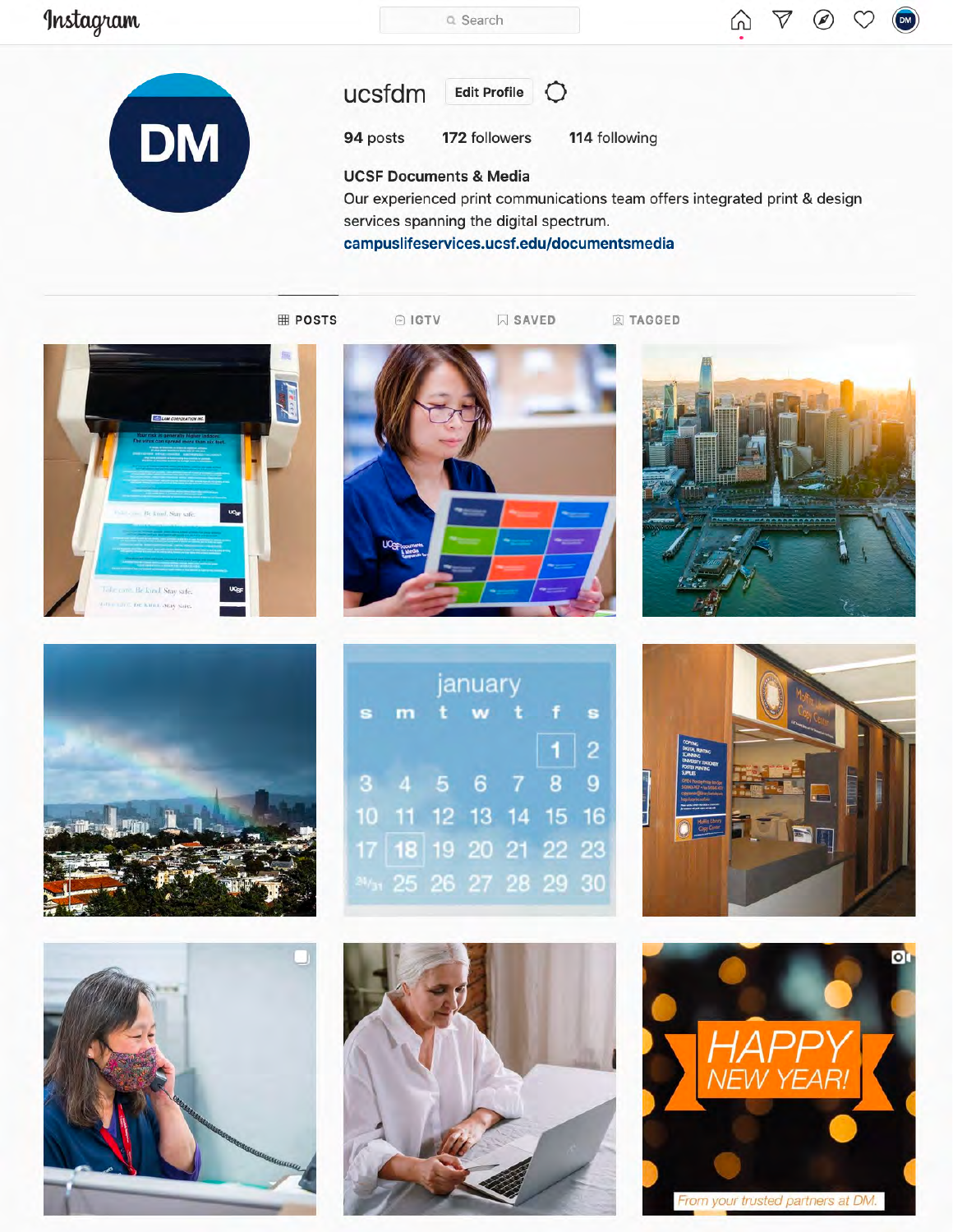Instagram

Search

ucsfdm Edit Profile

**94** posts **172** followers **114** following

**UCSF Documents & Media**

Our experienced print communications team offers integrated print & design services spanning the digital spectrum.

campuslifeservices.ucsf.edu/documentsmedia

POSTS IGTV SAVED TAGGED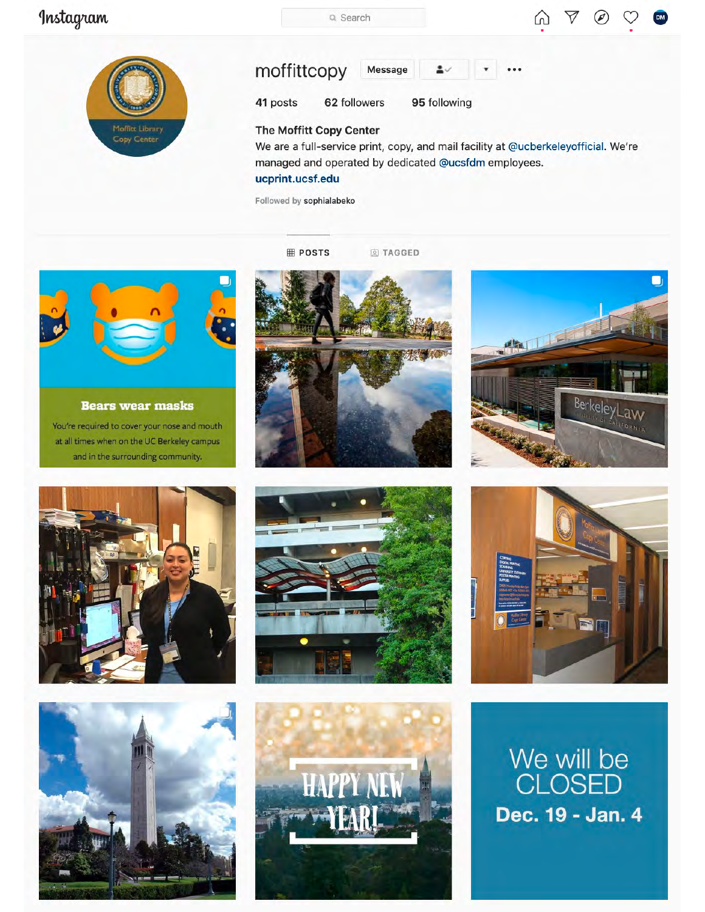Instagram

Search

moffittcopy

Message

41 posts 62 followers 95 following

**The Moffitt Copy Center**

We are a full-service print, copy, and mail facility at @ucberkeleyofficial. We're managed and operated by dedicated @ucsfdm employees.

ucprint.ucsf.edu

Followed by sophialabeko

POSTS TAGGED

Bears wear masks

You're required to cover your nose and mouth at all times when on the UC Berkeley campus and in the surrounding community.

HAPPY NEW YEAR!

We will be CLOSED

Dec. 19 - Jan. 4